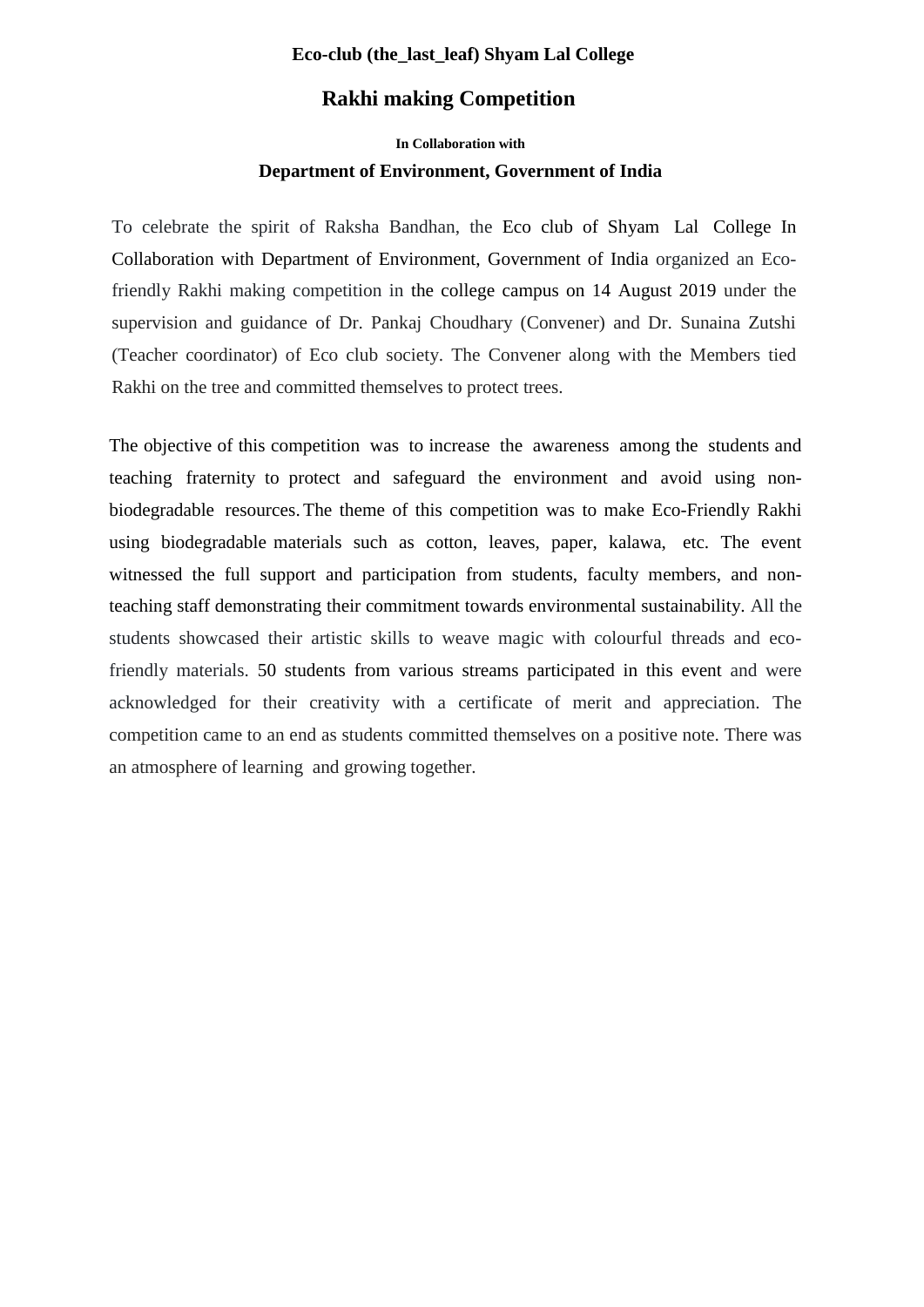**Eco-club (the_last_leaf) Shyam Lal College**

# Rakhi making Competition

**In Collaboration with**

## Department of Environment, Government of India

To celebrate the spirit of Raksha Bandhan, the Eco club of Shyam Lal College In Collaboration with Department of Environment, Government of India organized an Eco-friendly Rakhi making competition in the college campus on 14 August 2019 under the supervision and guidance of Dr. Pankaj Choudhary (Convener) and Dr. Sunaina Zutshi (Teacher coordinator) of Eco club society. The Convener along with the Members tied Rakhi on the tree and committed themselves to protect trees.

The objective of this competition was to increase the awareness among the students and teaching fraternity to protect and safeguard the environment and avoid using non-biodegradable resources. The theme of this competition was to make Eco-Friendly Rakhi using biodegradable materials such as cotton, leaves, paper, kalawa, etc. The event witnessed the full support and participation from students, faculty members, and non-teaching staff demonstrating their commitment towards environmental sustainability. All the students showcased their artistic skills to weave magic with colourful threads and eco-friendly materials. 50 students from various streams participated in this event and were acknowledged for their creativity with a certificate of merit and appreciation. The competition came to an end as students committed themselves on a positive note. There was an atmosphere of learning and growing together.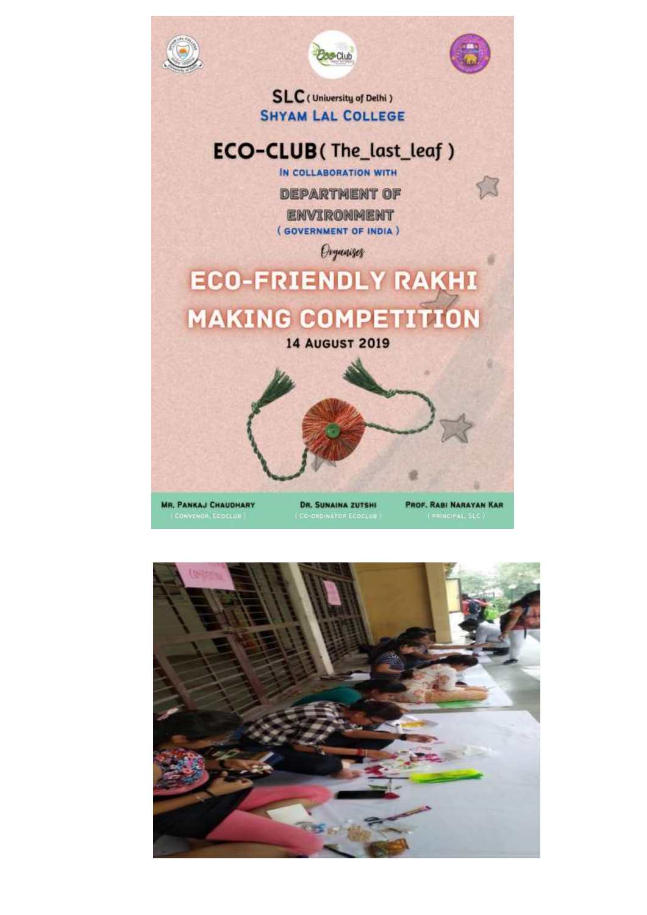SLC ( University of Delhi )

SHYAM LAL COLLEGE

# ECO-CLUB ( The_last_leaf )

IN COLLABORATION WITH

DEPARTMENT OF ENVIRONMENT

( GOVERNMENT OF INDIA )

*Organises*

# ECO-FRIENDLY RAKHI MAKING COMPETITION

14 AUGUST 2019

MR. PANKAJ CHAUDHARY ( CONVENOR, ECOCLUB )

DR. SUNAINA ZUTSHI ( CO-ORDINATOR ECOCLUB )

PROF. RABI NARAYAN KAR ( PRINCIPAL, SLC )